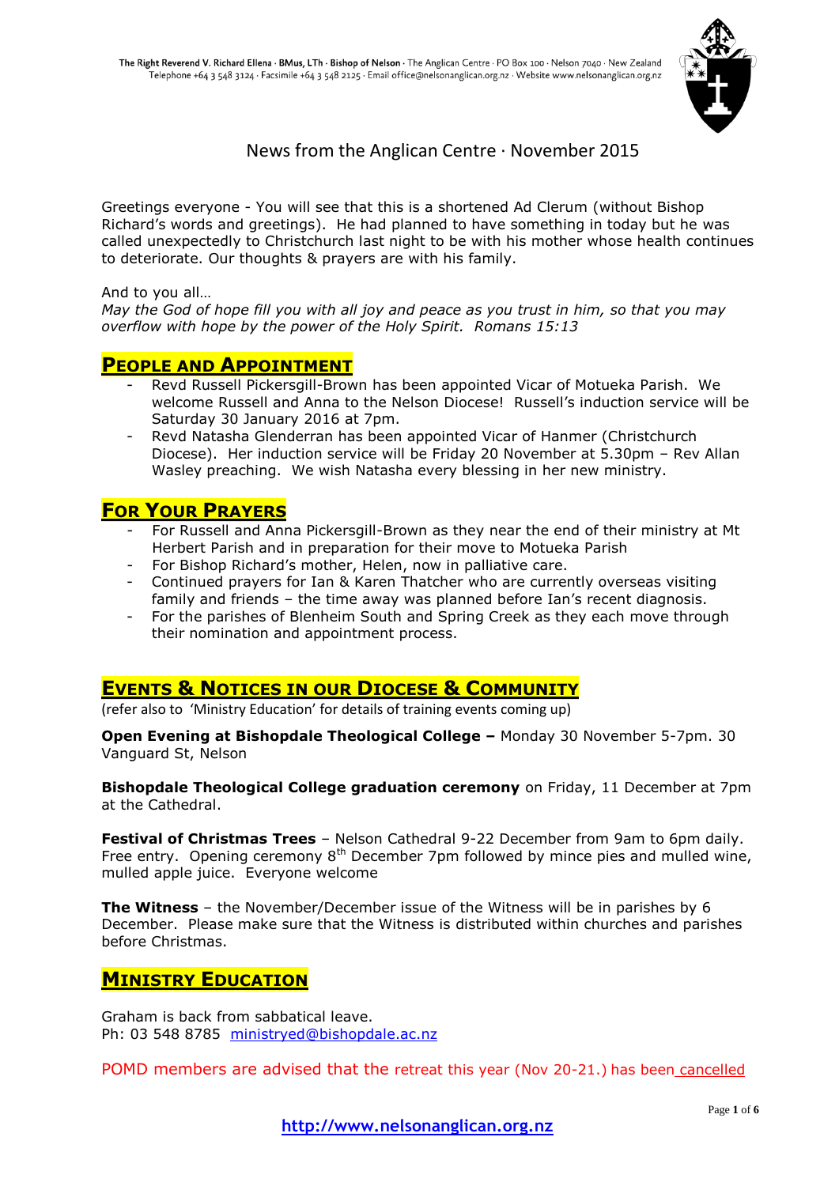The Right Reverend V. Richard Ellena · BMus, LTh · Bishop of Nelson · The Anglican Centre · PO Box 100 · Nelson 7040 · New Zealand
Telephone +64 3 548 3124 · Facsimile +64 3 548 2125 · Email office@nelsonanglican.org.nz · Website www.nelsonanglican.org.nz

# News from the Anglican Centre · November 2015

Greetings everyone - You will see that this is a shortened Ad Clerum (without Bishop Richard's words and greetings). He had planned to have something in today but he was called unexpectedly to Christchurch last night to be with his mother whose health continues to deteriorate. Our thoughts & prayers are with his family.

And to you all…
*May the God of hope fill you with all joy and peace as you trust in him, so that you may overflow with hope by the power of the Holy Spirit. Romans 15:13*

## People and Appointment

- Revd Russell Pickersgill-Brown has been appointed Vicar of Motueka Parish. We welcome Russell and Anna to the Nelson Diocese! Russell's induction service will be Saturday 30 January 2016 at 7pm.
- Revd Natasha Glenderran has been appointed Vicar of Hanmer (Christchurch Diocese). Her induction service will be Friday 20 November at 5.30pm – Rev Allan Wasley preaching. We wish Natasha every blessing in her new ministry.

## For Your Prayers

- For Russell and Anna Pickersgill-Brown as they near the end of their ministry at Mt Herbert Parish and in preparation for their move to Motueka Parish
- For Bishop Richard's mother, Helen, now in palliative care.
- Continued prayers for Ian & Karen Thatcher who are currently overseas visiting family and friends – the time away was planned before Ian's recent diagnosis.
- For the parishes of Blenheim South and Spring Creek as they each move through their nomination and appointment process.

## Events & Notices in our Diocese & Community

(refer also to 'Ministry Education' for details of training events coming up)

**Open Evening at Bishopdale Theological College –** Monday 30 November 5-7pm. 30 Vanguard St, Nelson

**Bishopdale Theological College graduation ceremony** on Friday, 11 December at 7pm at the Cathedral.

**Festival of Christmas Trees** – Nelson Cathedral 9-22 December from 9am to 6pm daily. Free entry. Opening ceremony 8th December 7pm followed by mince pies and mulled wine, mulled apple juice. Everyone welcome

**The Witness** – the November/December issue of the Witness will be in parishes by 6 December. Please make sure that the Witness is distributed within churches and parishes before Christmas.

## Ministry Education

Graham is back from sabbatical leave.
Ph: 03 548 8785 ministryed@bishopdale.ac.nz

POMD members are advised that the retreat this year (Nov 20-21.) has been cancelled

http://www.nelsonanglican.org.nz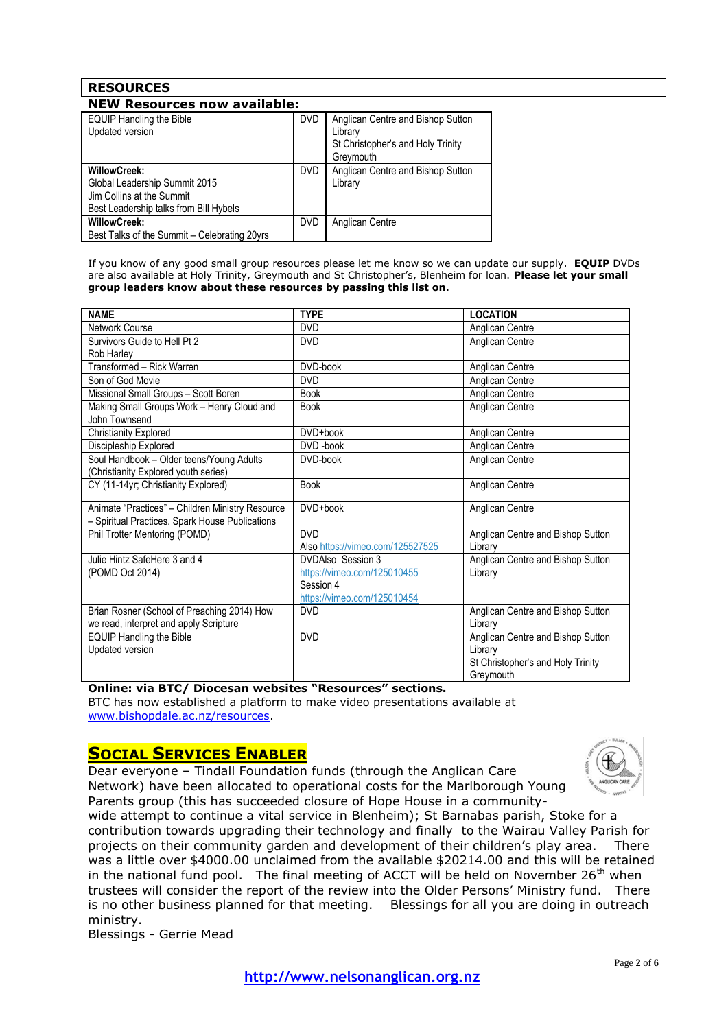## RESOURCES

### NEW Resources now available:

| | | |
|---|---|---|
| EQUIP Handling the Bible<br>Updated version | DVD | Anglican Centre and Bishop Sutton Library<br>St Christopher's and Holy Trinity Greymouth |
| **WillowCreek:**<br>Global Leadership Summit 2015<br>Jim Collins at the Summit<br>Best Leadership talks from Bill Hybels | DVD | Anglican Centre and Bishop Sutton Library |
| **WillowCreek:**<br>Best Talks of the Summit – Celebrating 20yrs | DVD | Anglican Centre |

If you know of any good small group resources please let me know so we can update our supply. **EQUIP** DVDs are also available at Holy Trinity, Greymouth and St Christopher's, Blenheim for loan. **Please let your small group leaders know about these resources by passing this list on**.

| NAME | TYPE | LOCATION |
|---|---|---|
| Network Course | DVD | Anglican Centre |
| Survivors Guide to Hell Pt 2<br>Rob Harley | DVD | Anglican Centre |
| Transformed – Rick Warren | DVD-book | Anglican Centre |
| Son of God Movie | DVD | Anglican Centre |
| Missional Small Groups – Scott Boren | Book | Anglican Centre |
| Making Small Groups Work – Henry Cloud and John Townsend | Book | Anglican Centre |
| Christianity Explored | DVD+book | Anglican Centre |
| Discipleship Explored | DVD -book | Anglican Centre |
| Soul Handbook – Older teens/Young Adults (Christianity Explored youth series) | DVD-book | Anglican Centre |
| CY (11-14yr; Christianity Explored) | Book | Anglican Centre |
| Animate "Practices" – Children Ministry Resource – Spiritual Practices. Spark House Publications | DVD+book | Anglican Centre |
| Phil Trotter Mentoring (POMD) | DVD<br>Also https://vimeo.com/125527525 | Anglican Centre and Bishop Sutton Library |
| Julie Hintz SafeHere 3 and 4<br>(POMD Oct 2014) | DVDAlso Session 3<br>https://vimeo.com/125010455<br>Session 4<br>https://vimeo.com/125010454 | Anglican Centre and Bishop Sutton Library |
| Brian Rosner (School of Preaching 2014) How we read, interpret and apply Scripture | DVD | Anglican Centre and Bishop Sutton Library |
| EQUIP Handling the Bible<br>Updated version | DVD | Anglican Centre and Bishop Sutton Library<br>St Christopher's and Holy Trinity Greymouth |

**Online: via BTC/ Diocesan websites "Resources" sections.**
BTC has now established a platform to make video presentations available at www.bishopdale.ac.nz/resources.

## SOCIAL SERVICES ENABLER

Dear everyone – Tindall Foundation funds (through the Anglican Care Network) have been allocated to operational costs for the Marlborough Young Parents group (this has succeeded closure of Hope House in a community-wide attempt to continue a vital service in Blenheim); St Barnabas parish, Stoke for a contribution towards upgrading their technology and finally to the Wairau Valley Parish for projects on their community garden and development of their children's play area. There was a little over $4000.00 unclaimed from the available $20214.00 and this will be retained in the national fund pool. The final meeting of ACCT will be held on November 26th when trustees will consider the report of the review into the Older Persons' Ministry fund. There is no other business planned for that meeting. Blessings for all you are doing in outreach ministry.

Blessings - Gerrie Mead

http://www.nelsonanglican.org.nz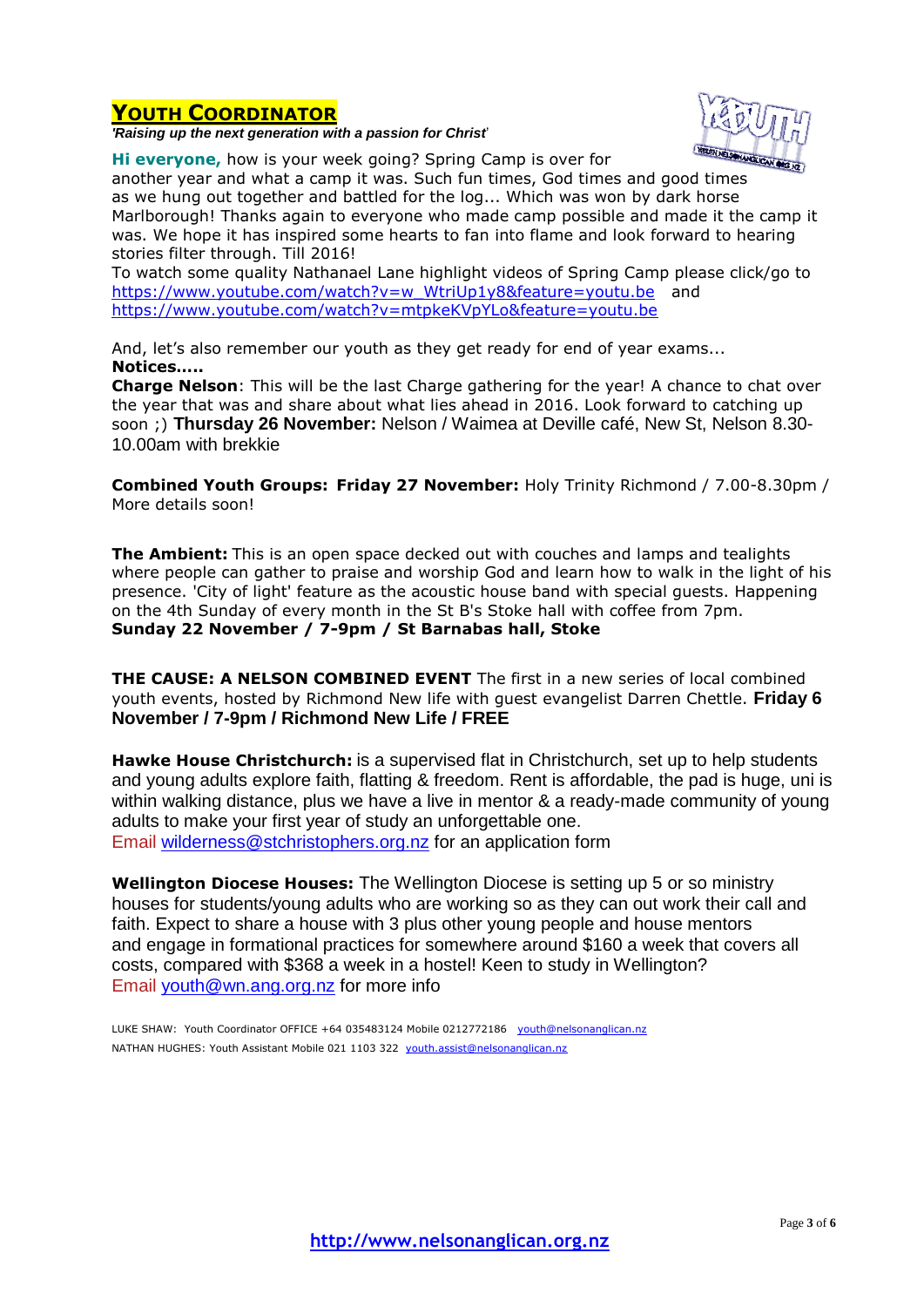# YOUTH COORDINATOR

*'Raising up the next generation with a passion for Christ'*

**Hi everyone,** how is your week going? Spring Camp is over for another year and what a camp it was. Such fun times, God times and good times as we hung out together and battled for the log... Which was won by dark horse Marlborough! Thanks again to everyone who made camp possible and made it the camp it was. We hope it has inspired some hearts to fan into flame and look forward to hearing stories filter through. Till 2016!

To watch some quality Nathanael Lane highlight videos of Spring Camp please click/go to https://www.youtube.com/watch?v=w_WtriUp1y8&feature=youtu.be and https://www.youtube.com/watch?v=mtpkeKVpYLo&feature=youtu.be

And, let's also remember our youth as they get ready for end of year exams...

**Notices.....**

**Charge Nelson**: This will be the last Charge gathering for the year! A chance to chat over the year that was and share about what lies ahead in 2016. Look forward to catching up soon ;) **Thursday 26 November:** Nelson / Waimea at Deville café, New St, Nelson 8.30-10.00am with brekkie

**Combined Youth Groups: Friday 27 November:** Holy Trinity Richmond / 7.00-8.30pm / More details soon!

**The Ambient:** This is an open space decked out with couches and lamps and tealights where people can gather to praise and worship God and learn how to walk in the light of his presence. 'City of light' feature as the acoustic house band with special guests. Happening on the 4th Sunday of every month in the St B's Stoke hall with coffee from 7pm.
**Sunday 22 November / 7-9pm / St Barnabas hall, Stoke**

**THE CAUSE: A NELSON COMBINED EVENT** The first in a new series of local combined youth events, hosted by Richmond New life with guest evangelist Darren Chettle. **Friday 6 November / 7-9pm / Richmond New Life / FREE**

**Hawke House Christchurch:** is a supervised flat in Christchurch, set up to help students and young adults explore faith, flatting & freedom. Rent is affordable, the pad is huge, uni is within walking distance, plus we have a live in mentor & a ready-made community of young adults to make your first year of study an unforgettable one.
Email wilderness@stchristophers.org.nz for an application form

**Wellington Diocese Houses:** The Wellington Diocese is setting up 5 or so ministry houses for students/young adults who are working so as they can out work their call and faith. Expect to share a house with 3 plus other young people and house mentors and engage in formational practices for somewhere around $160 a week that covers all costs, compared with $368 a week in a hostel! Keen to study in Wellington?
Email youth@wn.ang.org.nz for more info

LUKE SHAW: Youth Coordinator OFFICE +64 035483124 Mobile 0212772186 youth@nelsonanglican.nz
NATHAN HUGHES: Youth Assistant Mobile 021 1103 322 youth.assist@nelsonanglican.nz

http://www.nelsonanglican.org.nz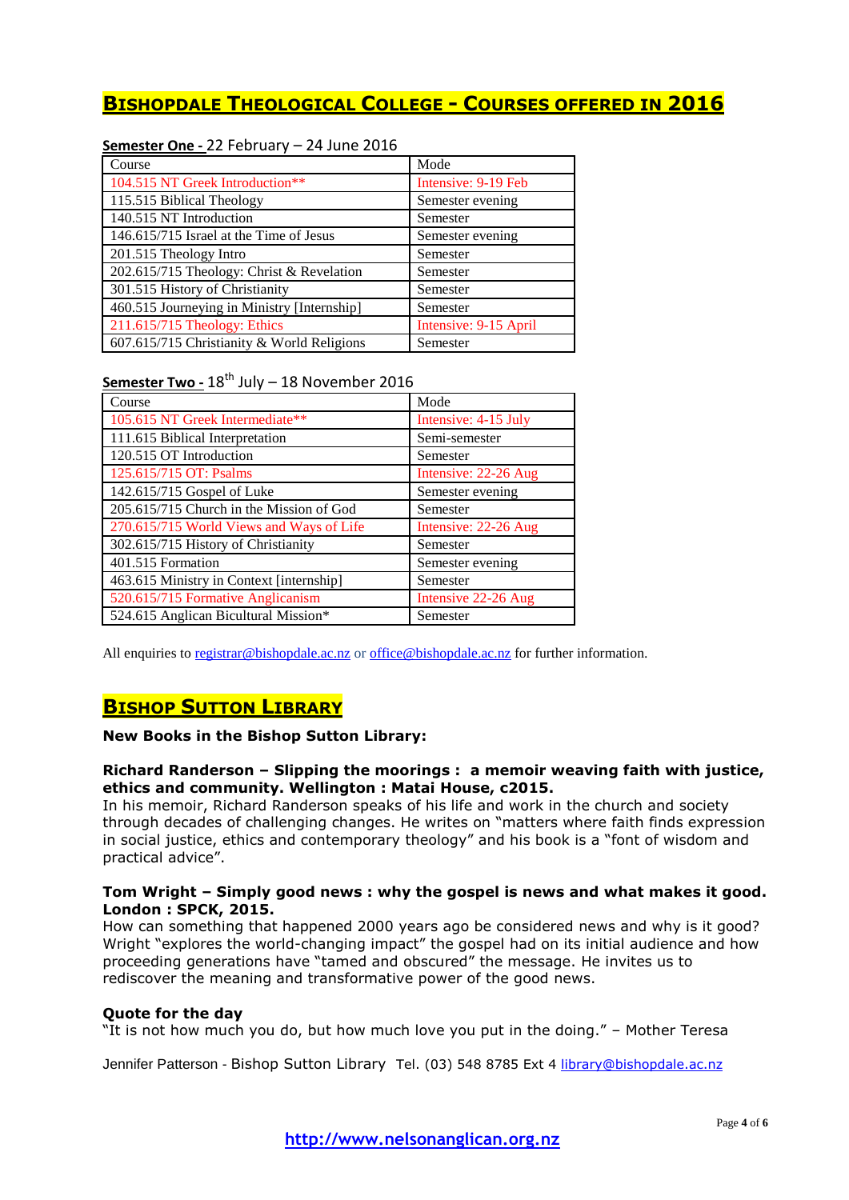# BISHOPDALE THEOLOGICAL COLLEGE - COURSES OFFERED IN 2016

**Semester One -** 22 February – 24 June 2016

| Course | Mode |
|---|---|
| 104.515 NT Greek Introduction** | Intensive: 9-19 Feb |
| 115.515 Biblical Theology | Semester evening |
| 140.515 NT Introduction | Semester |
| 146.615/715 Israel at the Time of Jesus | Semester evening |
| 201.515 Theology Intro | Semester |
| 202.615/715 Theology: Christ & Revelation | Semester |
| 301.515 History of Christianity | Semester |
| 460.515 Journeying in Ministry [Internship] | Semester |
| 211.615/715 Theology: Ethics | Intensive: 9-15 April |
| 607.615/715 Christianity & World Religions | Semester |

**Semester Two -** 18th July – 18 November 2016

| Course | Mode |
|---|---|
| 105.615 NT Greek Intermediate** | Intensive: 4-15 July |
| 111.615 Biblical Interpretation | Semi-semester |
| 120.515 OT Introduction | Semester |
| 125.615/715 OT: Psalms | Intensive: 22-26 Aug |
| 142.615/715 Gospel of Luke | Semester evening |
| 205.615/715 Church in the Mission of God | Semester |
| 270.615/715 World Views and Ways of Life | Intensive: 22-26 Aug |
| 302.615/715 History of Christianity | Semester |
| 401.515 Formation | Semester evening |
| 463.615 Ministry in Context [internship] | Semester |
| 520.615/715 Formative Anglicanism | Intensive 22-26 Aug |
| 524.615 Anglican Bicultural Mission* | Semester |

All enquiries to registrar@bishopdale.ac.nz or office@bishopdale.ac.nz for further information.

# BISHOP SUTTON LIBRARY

**New Books in the Bishop Sutton Library:**

**Richard Randerson – Slipping the moorings : a memoir weaving faith with justice, ethics and community. Wellington : Matai House, c2015.**
In his memoir, Richard Randerson speaks of his life and work in the church and society through decades of challenging changes. He writes on "matters where faith finds expression in social justice, ethics and contemporary theology" and his book is a "font of wisdom and practical advice".

**Tom Wright – Simply good news : why the gospel is news and what makes it good. London : SPCK, 2015.**
How can something that happened 2000 years ago be considered news and why is it good? Wright "explores the world-changing impact" the gospel had on its initial audience and how proceeding generations have "tamed and obscured" the message. He invites us to rediscover the meaning and transformative power of the good news.

**Quote for the day**
"It is not how much you do, but how much love you put in the doing." – Mother Teresa

Jennifer Patterson - Bishop Sutton Library Tel. (03) 548 8785 Ext 4 library@bishopdale.ac.nz

http://www.nelsonanglican.org.nz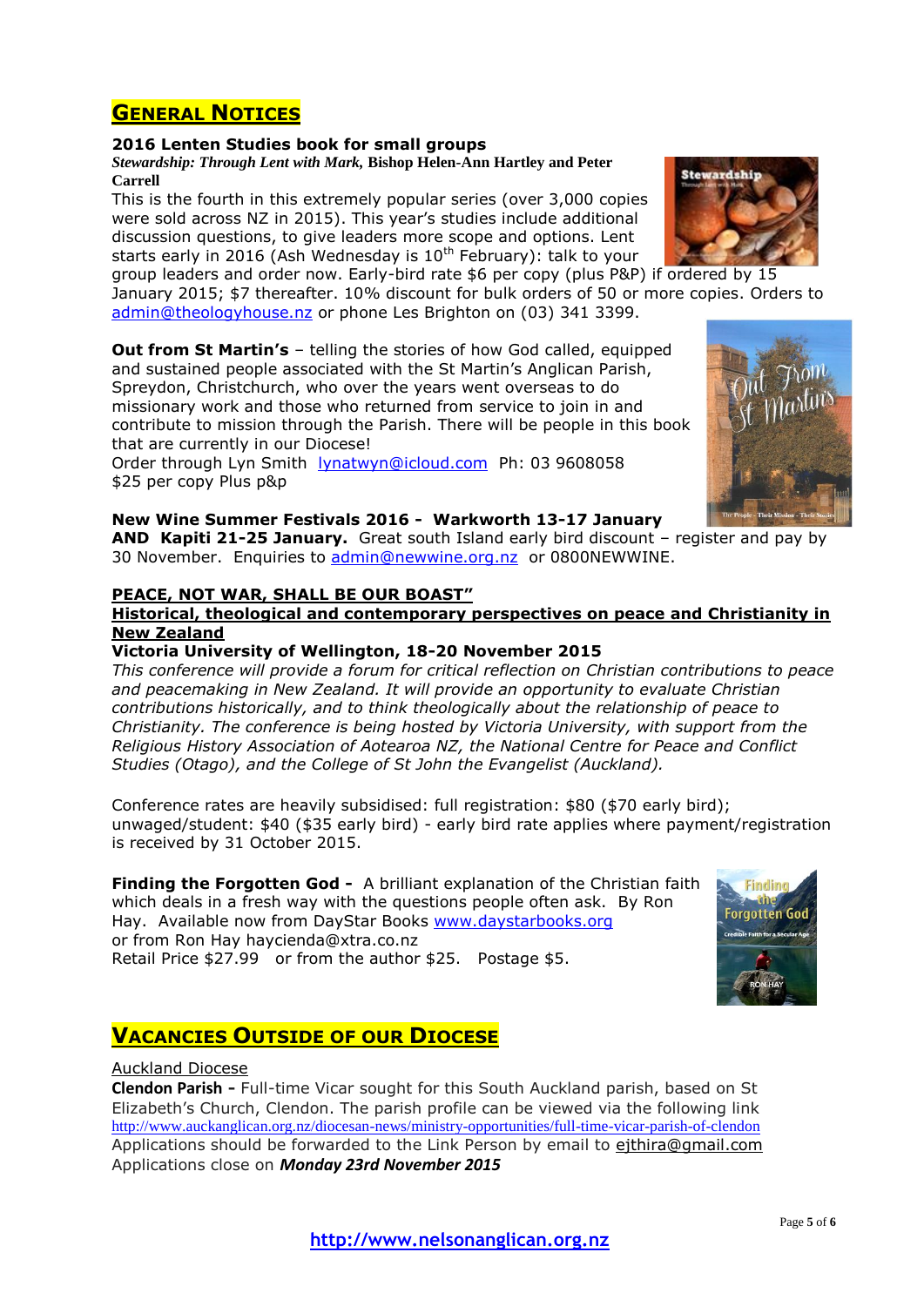## GENERAL NOTICES

**2016 Lenten Studies book for small groups**

***Stewardship: Through Lent with Mark*, Bishop Helen-Ann Hartley and Peter Carrell**

This is the fourth in this extremely popular series (over 3,000 copies were sold across NZ in 2015). This year's studies include additional discussion questions, to give leaders more scope and options. Lent starts early in 2016 (Ash Wednesday is 10th February): talk to your group leaders and order now. Early-bird rate $6 per copy (plus P&P) if ordered by 15 January 2015; $7 thereafter. 10% discount for bulk orders of 50 or more copies. Orders to admin@theologyhouse.nz or phone Les Brighton on (03) 341 3399.

**Out from St Martin's** – telling the stories of how God called, equipped and sustained people associated with the St Martin's Anglican Parish, Spreydon, Christchurch, who over the years went overseas to do missionary work and those who returned from service to join in and contribute to mission through the Parish. There will be people in this book that are currently in our Diocese!
Order through Lyn Smith lynatwyn@icloud.com Ph: 03 9608058
$25 per copy Plus p&p

**New Wine Summer Festivals 2016 - Warkworth 13-17 January AND Kapiti 21-25 January.** Great south Island early bird discount – register and pay by 30 November. Enquiries to admin@newwine.org.nz or 0800NEWWINE.

**PEACE, NOT WAR, SHALL BE OUR BOAST"**

**Historical, theological and contemporary perspectives on peace and Christianity in New Zealand**

**Victoria University of Wellington, 18-20 November 2015**

*This conference will provide a forum for critical reflection on Christian contributions to peace and peacemaking in New Zealand. It will provide an opportunity to evaluate Christian contributions historically, and to think theologically about the relationship of peace to Christianity. The conference is being hosted by Victoria University, with support from the Religious History Association of Aotearoa NZ, the National Centre for Peace and Conflict Studies (Otago), and the College of St John the Evangelist (Auckland).*

Conference rates are heavily subsidised: full registration: $80 ($70 early bird); unwaged/student: $40 ($35 early bird) - early bird rate applies where payment/registration is received by 31 October 2015.

**Finding the Forgotten God -** A brilliant explanation of the Christian faith which deals in a fresh way with the questions people often ask. By Ron Hay. Available now from DayStar Books www.daystarbooks.org
or from Ron Hay haycienda@xtra.co.nz
Retail Price $27.99 or from the author $25. Postage $5.

## VACANCIES OUTSIDE OF OUR DIOCESE

Auckland Diocese

**Clendon Parish -** Full-time Vicar sought for this South Auckland parish, based on St Elizabeth's Church, Clendon. The parish profile can be viewed via the following link http://www.auckanglican.org.nz/diocesan-news/ministry-opportunities/full-time-vicar-parish-of-clendon
Applications should be forwarded to the Link Person by email to ejthira@gmail.com
Applications close on ***Monday 23rd November 2015***

http://www.nelsonanglican.org.nz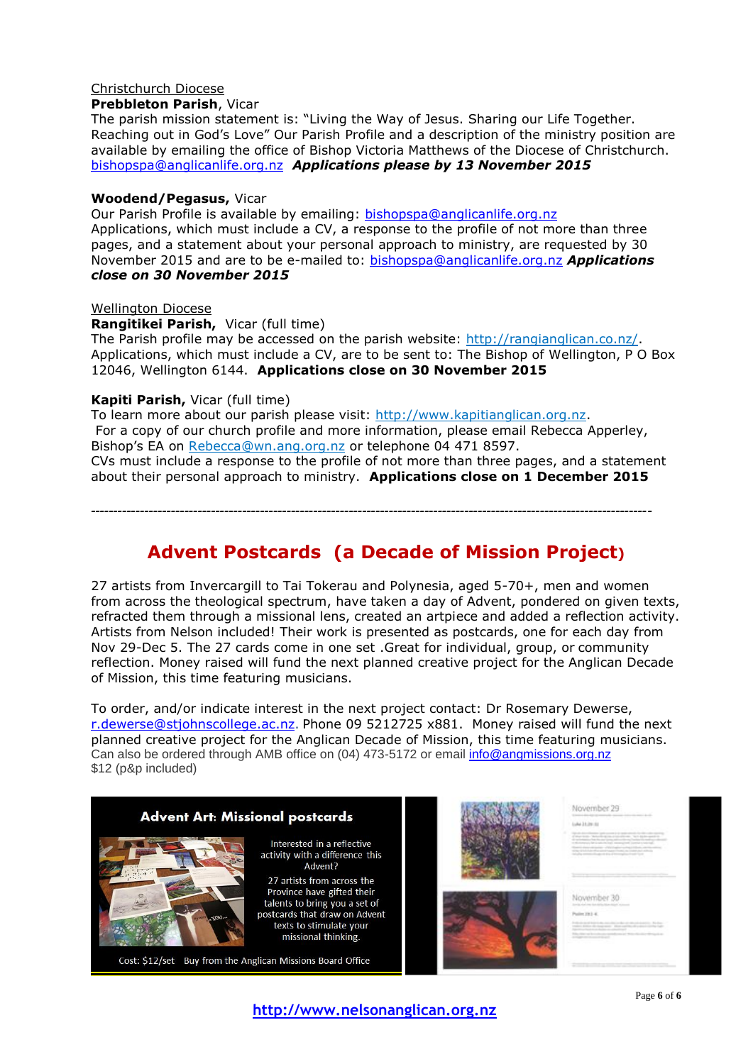Christchurch Diocese

**Prebbleton Parish**, Vicar

The parish mission statement is: "Living the Way of Jesus. Sharing our Life Together. Reaching out in God's Love" Our Parish Profile and a description of the ministry position are available by emailing the office of Bishop Victoria Matthews of the Diocese of Christchurch. bishopspa@anglicanlife.org.nz ***Applications please by 13 November 2015***

**Woodend/Pegasus,** Vicar

Our Parish Profile is available by emailing: bishopspa@anglicanlife.org.nz

Applications, which must include a CV, a response to the profile of not more than three pages, and a statement about your personal approach to ministry, are requested by 30 November 2015 and are to be e-mailed to: bishopspa@anglicanlife.org.nz ***Applications close on 30 November 2015***

Wellington Diocese

**Rangitikei Parish,** Vicar (full time)

The Parish profile may be accessed on the parish website: http://rangianglican.co.nz/.

Applications, which must include a CV, are to be sent to: The Bishop of Wellington, P O Box 12046, Wellington 6144. **Applications close on 30 November 2015**

**Kapiti Parish,** Vicar (full time)

To learn more about our parish please visit: http://www.kapitianglican.org.nz.

For a copy of our church profile and more information, please email Rebecca Apperley, Bishop's EA on Rebecca@wn.ang.org.nz or telephone 04 471 8597.

CVs must include a response to the profile of not more than three pages, and a statement about their personal approach to ministry. **Applications close on 1 December 2015**

---

## Advent Postcards (a Decade of Mission Project)

27 artists from Invercargill to Tai Tokerau and Polynesia, aged 5-70+, men and women from across the theological spectrum, have taken a day of Advent, pondered on given texts, refracted them through a missional lens, created an artpiece and added a reflection activity. Artists from Nelson included! Their work is presented as postcards, one for each day from Nov 29-Dec 5. The 27 cards come in one set .Great for individual, group, or community reflection. Money raised will fund the next planned creative project for the Anglican Decade of Mission, this time featuring musicians.

To order, and/or indicate interest in the next project contact: Dr Rosemary Dewerse, r.dewerse@stjohnscollege.ac.nz. Phone 09 5212725 x881. Money raised will fund the next planned creative project for the Anglican Decade of Mission, this time featuring musicians.

Can also be ordered through AMB office on (04) 473-5172 or email info@angmissions.org.nz

$12 (p&p included)

**Advent Art: Missional postcards**

Interested in a reflective activity with a difference this Advent?

27 artists from across the Province have gifted their talents to bring you a set of postcards that draw on Advent texts to stimulate your missional thinking.

Cost: $12/set Buy from the Anglican Missions Board Office

November 29

November 30

http://www.nelsonanglican.org.nz